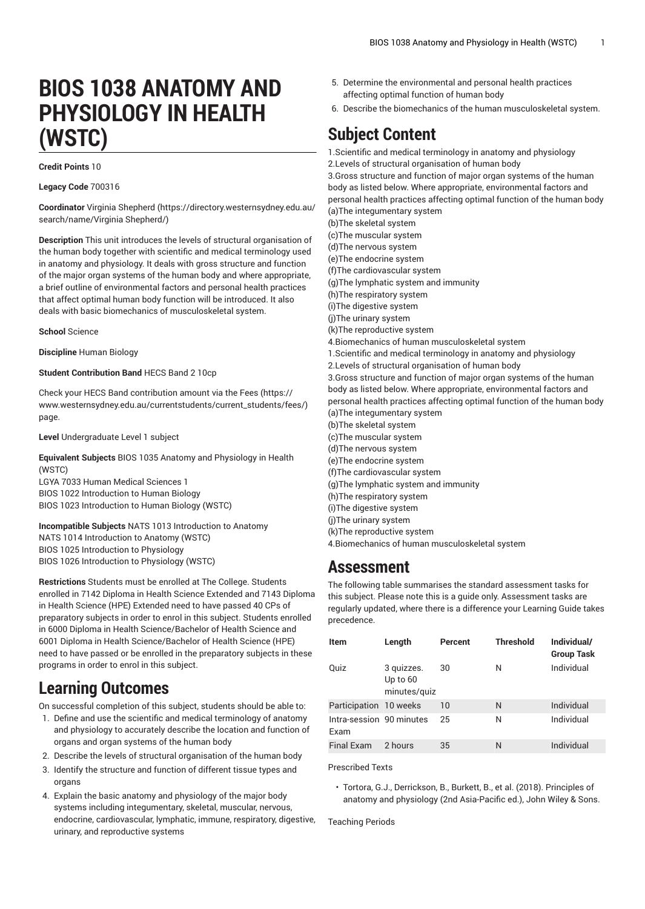# BIOS 1038 ANATOMY AND PHYSIOLOGY IN HEALTH (WSTC)

**Credit Points** 10

**Legacy Code** 700316

**Coordinator** Virginia Shepherd (https://directory.westernsydney.edu.au/search/name/Virginia Shepherd/)

**Description** This unit introduces the levels of structural organisation of the human body together with scientific and medical terminology used in anatomy and physiology. It deals with gross structure and function of the major organ systems of the human body and where appropriate, a brief outline of environmental factors and personal health practices that affect optimal human body function will be introduced. It also deals with basic biomechanics of musculoskeletal system.

**School** Science

**Discipline** Human Biology

**Student Contribution Band** HECS Band 2 10cp

Check your HECS Band contribution amount via the Fees (https://www.westernsydney.edu.au/currentstudents/current_students/fees/) page.

**Level** Undergraduate Level 1 subject

**Equivalent Subjects** BIOS 1035 Anatomy and Physiology in Health (WSTC)
LGYA 7033 Human Medical Sciences 1
BIOS 1022 Introduction to Human Biology
BIOS 1023 Introduction to Human Biology (WSTC)

**Incompatible Subjects** NATS 1013 Introduction to Anatomy
NATS 1014 Introduction to Anatomy (WSTC)
BIOS 1025 Introduction to Physiology
BIOS 1026 Introduction to Physiology (WSTC)

**Restrictions** Students must be enrolled at The College. Students enrolled in 7142 Diploma in Health Science Extended and 7143 Diploma in Health Science (HPE) Extended need to have passed 40 CPs of preparatory subjects in order to enrol in this subject. Students enrolled in 6000 Diploma in Health Science/Bachelor of Health Science and 6001 Diploma in Health Science/Bachelor of Health Science (HPE) need to have passed or be enrolled in the preparatory subjects in these programs in order to enrol in this subject.

## Learning Outcomes

On successful completion of this subject, students should be able to:

1. Define and use the scientific and medical terminology of anatomy and physiology to accurately describe the location and function of organs and organ systems of the human body
2. Describe the levels of structural organisation of the human body
3. Identify the structure and function of different tissue types and organs
4. Explain the basic anatomy and physiology of the major body systems including integumentary, skeletal, muscular, nervous, endocrine, cardiovascular, lymphatic, immune, respiratory, digestive, urinary, and reproductive systems
5. Determine the environmental and personal health practices affecting optimal function of human body
6. Describe the biomechanics of the human musculoskeletal system.

## Subject Content

1.Scientific and medical terminology in anatomy and physiology
2.Levels of structural organisation of human body
3.Gross structure and function of major organ systems of the human body as listed below. Where appropriate, environmental factors and personal health practices affecting optimal function of the human body
(a)The integumentary system
(b)The skeletal system
(c)The muscular system
(d)The nervous system
(e)The endocrine system
(f)The cardiovascular system
(g)The lymphatic system and immunity
(h)The respiratory system
(i)The digestive system
(j)The urinary system
(k)The reproductive system
4.Biomechanics of human musculoskeletal system
1.Scientific and medical terminology in anatomy and physiology
2.Levels of structural organisation of human body
3.Gross structure and function of major organ systems of the human body as listed below. Where appropriate, environmental factors and personal health practices affecting optimal function of the human body
(a)The integumentary system
(b)The skeletal system
(c)The muscular system
(d)The nervous system
(e)The endocrine system
(f)The cardiovascular system
(g)The lymphatic system and immunity
(h)The respiratory system
(i)The digestive system
(j)The urinary system
(k)The reproductive system
4.Biomechanics of human musculoskeletal system

## Assessment

The following table summarises the standard assessment tasks for this subject. Please note this is a guide only. Assessment tasks are regularly updated, where there is a difference your Learning Guide takes precedence.

| Item | Length | Percent | Threshold | Individual/ Group Task |
|---|---|---|---|---|
| Quiz | 3 quizzes. Up to 60 minutes/quiz | 30 | N | Individual |
| Participation | 10 weeks | 10 | N | Individual |
| Intra-session Exam | 90 minutes | 25 | N | Individual |
| Final Exam | 2 hours | 35 | N | Individual |

Prescribed Texts

- Tortora, G.J., Derrickson, B., Burkett, B., et al. (2018). Principles of anatomy and physiology (2nd Asia-Pacific ed.), John Wiley & Sons.

Teaching Periods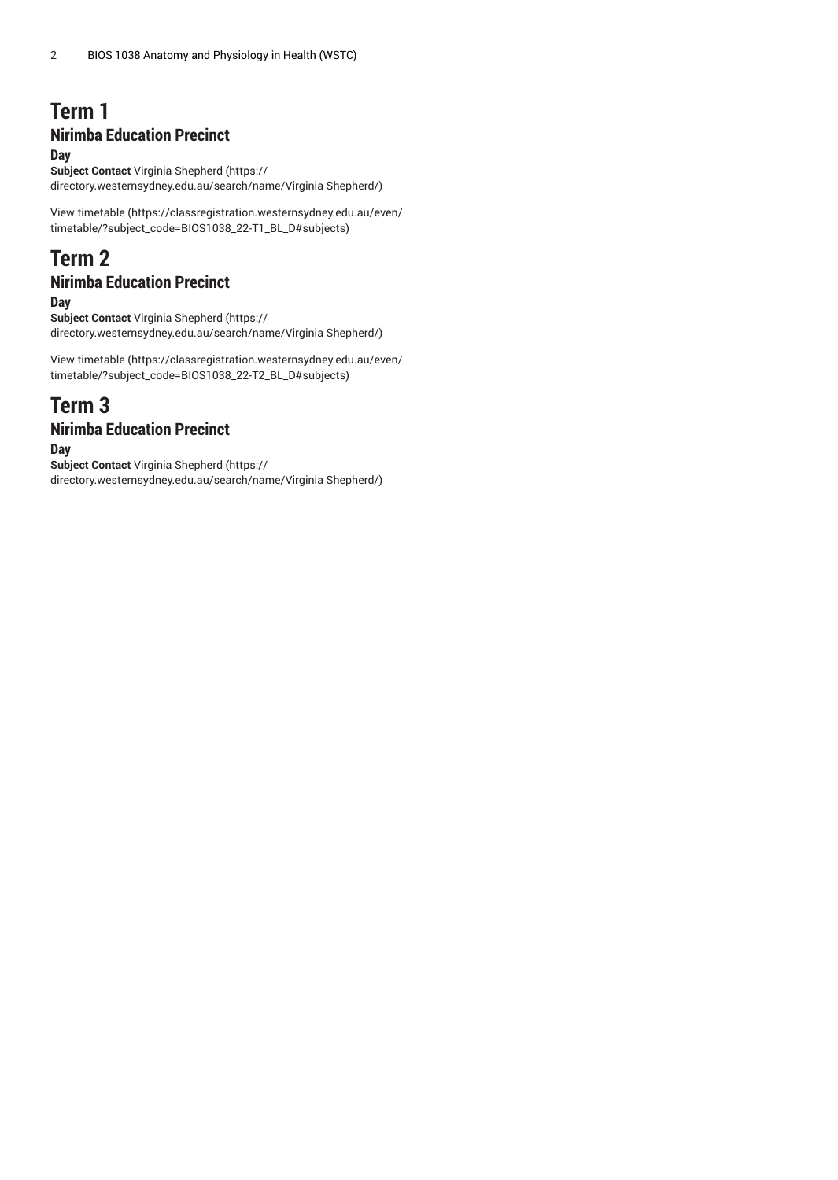# Term 1

## Nirimba Education Precinct

### Day

**Subject Contact** Virginia Shepherd (https://directory.westernsydney.edu.au/search/name/Virginia Shepherd/)

View timetable (https://classregistration.westernsydney.edu.au/even/timetable/?subject_code=BIOS1038_22-T1_BL_D#subjects)

# Term 2

## Nirimba Education Precinct

### Day

**Subject Contact** Virginia Shepherd (https://directory.westernsydney.edu.au/search/name/Virginia Shepherd/)

View timetable (https://classregistration.westernsydney.edu.au/even/timetable/?subject_code=BIOS1038_22-T2_BL_D#subjects)

# Term 3

## Nirimba Education Precinct

### Day

**Subject Contact** Virginia Shepherd (https://directory.westernsydney.edu.au/search/name/Virginia Shepherd/)